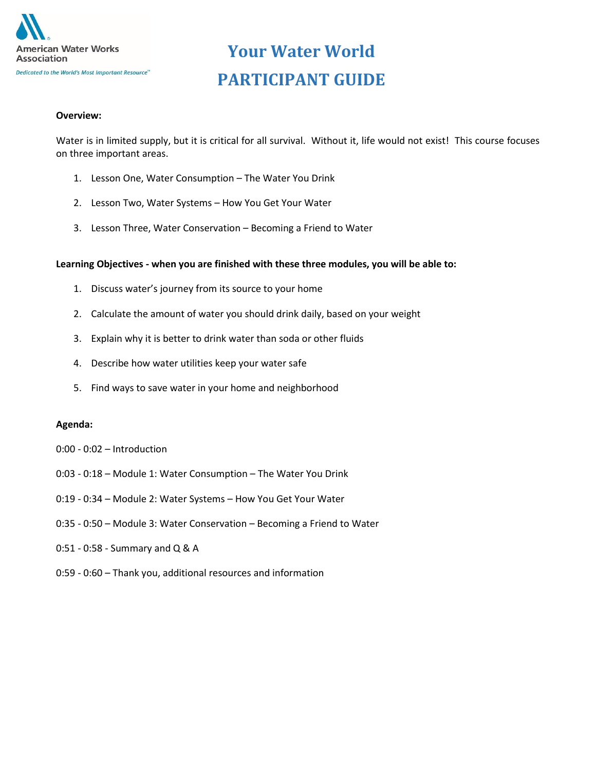American Water Works Association

*Dedicated to the World's Most Important Resource™*

# Your Water World

# PARTICIPANT GUIDE

**Overview:**

Water is in limited supply, but it is critical for all survival. Without it, life would not exist! This course focuses on three important areas.

1. Lesson One, Water Consumption – The Water You Drink
2. Lesson Two, Water Systems – How You Get Your Water
3. Lesson Three, Water Conservation – Becoming a Friend to Water

**Learning Objectives - when you are finished with these three modules, you will be able to:**

1. Discuss water's journey from its source to your home
2. Calculate the amount of water you should drink daily, based on your weight
3. Explain why it is better to drink water than soda or other fluids
4. Describe how water utilities keep your water safe
5. Find ways to save water in your home and neighborhood

**Agenda:**

0:00 - 0:02 – Introduction

0:03 - 0:18 – Module 1: Water Consumption – The Water You Drink

0:19 - 0:34 – Module 2: Water Systems – How You Get Your Water

0:35 - 0:50 – Module 3: Water Conservation – Becoming a Friend to Water

0:51 - 0:58 - Summary and Q & A

0:59 - 0:60 – Thank you, additional resources and information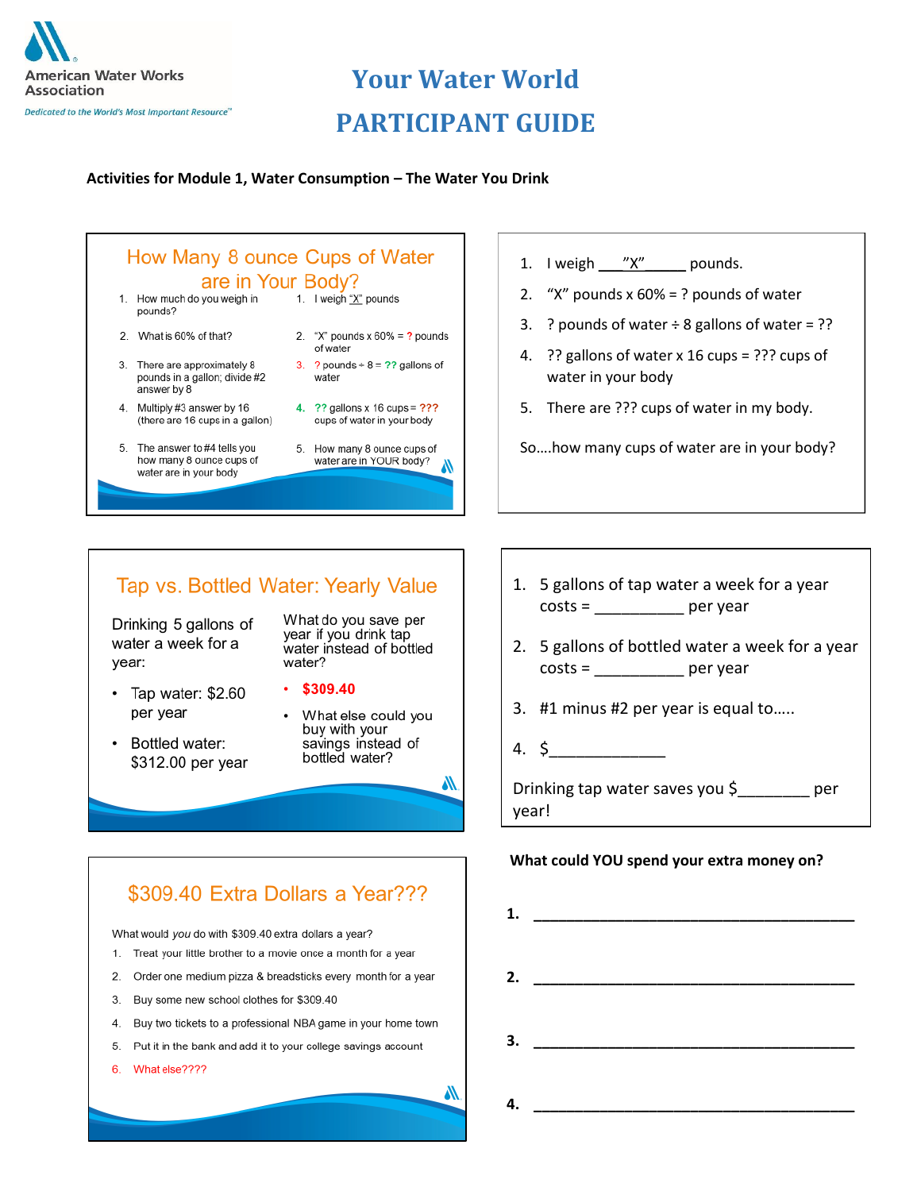American Water Works Association

Dedicated to the World's Most Important Resource™

# Your Water World

# PARTICIPANT GUIDE

**Activities for Module 1, Water Consumption – The Water You Drink**

## How Many 8 ounce Cups of Water are in Your Body?

1. How much do you weigh in pounds?
2. What is 60% of that?
3. There are approximately 8 pounds in a gallon; divide #2 answer by 8
4. Multiply #3 answer by 16 (there are 16 cups in a gallon)
5. The answer to #4 tells you how many 8 ounce cups of water are in your body

1. I weigh "X" pounds
2. "X" pounds x 60% = ? pounds of water
3. ? pounds ÷ 8 = ?? gallons of water
4. ?? gallons x 16 cups = ??? cups of water in your body
5. How many 8 ounce cups of water are in YOUR body?

---

1. I weigh \_\_\_\_"X"\_\_\_\_\_ pounds.
2. "X" pounds x 60% = ? pounds of water
3. ? pounds of water ÷ 8 gallons of water = ??
4. ?? gallons of water x 16 cups = ??? cups of water in your body
5. There are ??? cups of water in my body.

So….how many cups of water are in your body?

## Tap vs. Bottled Water: Yearly Value

Drinking 5 gallons of water a week for a year:

- Tap water: $2.60 per year
- Bottled water: $312.00 per year

What do you save per year if you drink tap water instead of bottled water?

- $309.40
- What else could you buy with your savings instead of bottled water?

---

1. 5 gallons of tap water a week for a year costs = \_\_\_\_\_\_\_\_\_\_ per year
2. 5 gallons of bottled water a week for a year costs = \_\_\_\_\_\_\_\_\_\_ per year
3. #1 minus #2 per year is equal to…..
4. $\_\_\_\_\_\_\_\_\_\_\_\_\_\_

Drinking tap water saves you $\_\_\_\_\_\_\_\_ per year!

## $309.40 Extra Dollars a Year???

What would *you* do with $309.40 extra dollars a year?

1. Treat your little brother to a movie once a month for a year
2. Order one medium pizza & breadsticks every month for a year
3. Buy some new school clothes for $309.40
4. Buy two tickets to a professional NBA game in your home town
5. Put it in the bank and add it to your college savings account
6. What else????

---

**What could YOU spend your extra money on?**

1. \_\_\_\_\_\_\_\_\_\_\_\_\_\_\_\_\_\_\_\_\_\_\_\_\_\_\_\_\_\_\_\_\_\_\_\_\_\_\_\_
2. \_\_\_\_\_\_\_\_\_\_\_\_\_\_\_\_\_\_\_\_\_\_\_\_\_\_\_\_\_\_\_\_\_\_\_\_\_\_\_\_
3. \_\_\_\_\_\_\_\_\_\_\_\_\_\_\_\_\_\_\_\_\_\_\_\_\_\_\_\_\_\_\_\_\_\_\_\_\_\_\_\_
4. \_\_\_\_\_\_\_\_\_\_\_\_\_\_\_\_\_\_\_\_\_\_\_\_\_\_\_\_\_\_\_\_\_\_\_\_\_\_\_\_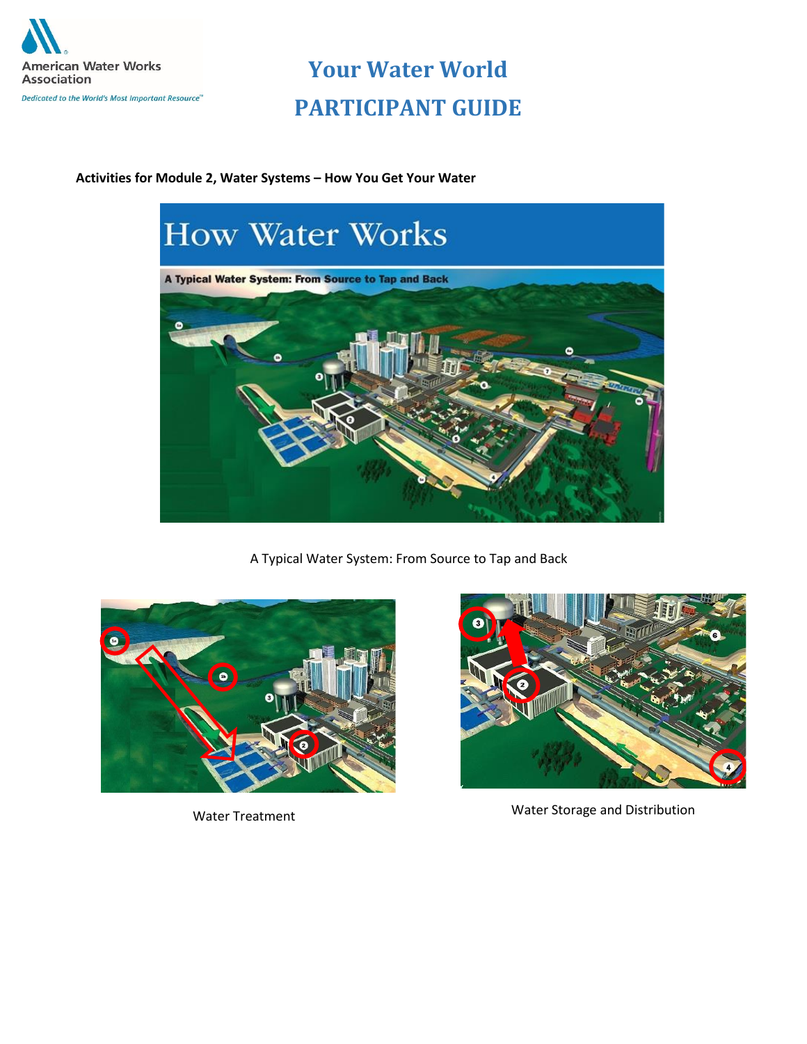# Your Water World

# PARTICIPANT GUIDE

**Activities for Module 2, Water Systems – How You Get Your Water**

A Typical Water System: From Source to Tap and Back

Water Treatment

Water Storage and Distribution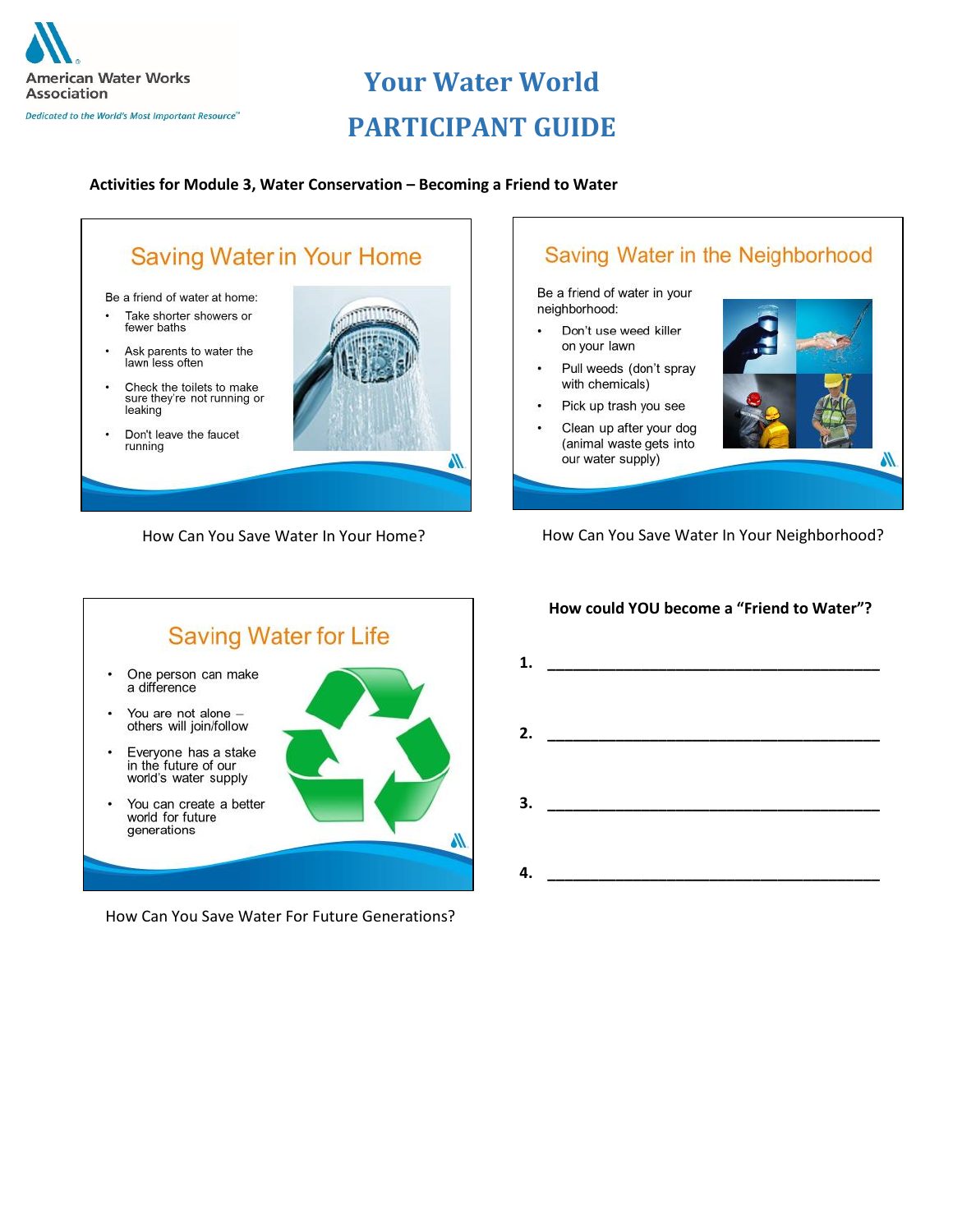# Your Water World

# PARTICIPANT GUIDE

American Water Works Association

*Dedicated to the World's Most Important Resource™*

**Activities for Module 3, Water Conservation – Becoming a Friend to Water**

## Saving Water in Your Home

Be a friend of water at home:

- Take shorter showers or fewer baths
- Ask parents to water the lawn less often
- Check the toilets to make sure they're not running or leaking
- Don't leave the faucet running

How Can You Save Water In Your Home?

## Saving Water in the Neighborhood

Be a friend of water in your neighborhood:

- Don't use weed killer on your lawn
- Pull weeds (don't spray with chemicals)
- Pick up trash you see
- Clean up after your dog (animal waste gets into our water supply)

How Can You Save Water In Your Neighborhood?

## Saving Water for Life

- One person can make a difference
- You are not alone – others will join/follow
- Everyone has a stake in the future of our world's water supply
- You can create a better world for future generations

How Can You Save Water For Future Generations?

**How could YOU become a "Friend to Water"?**

**1.** ________________________________________

**2.** ________________________________________

**3.** ________________________________________

**4.** ________________________________________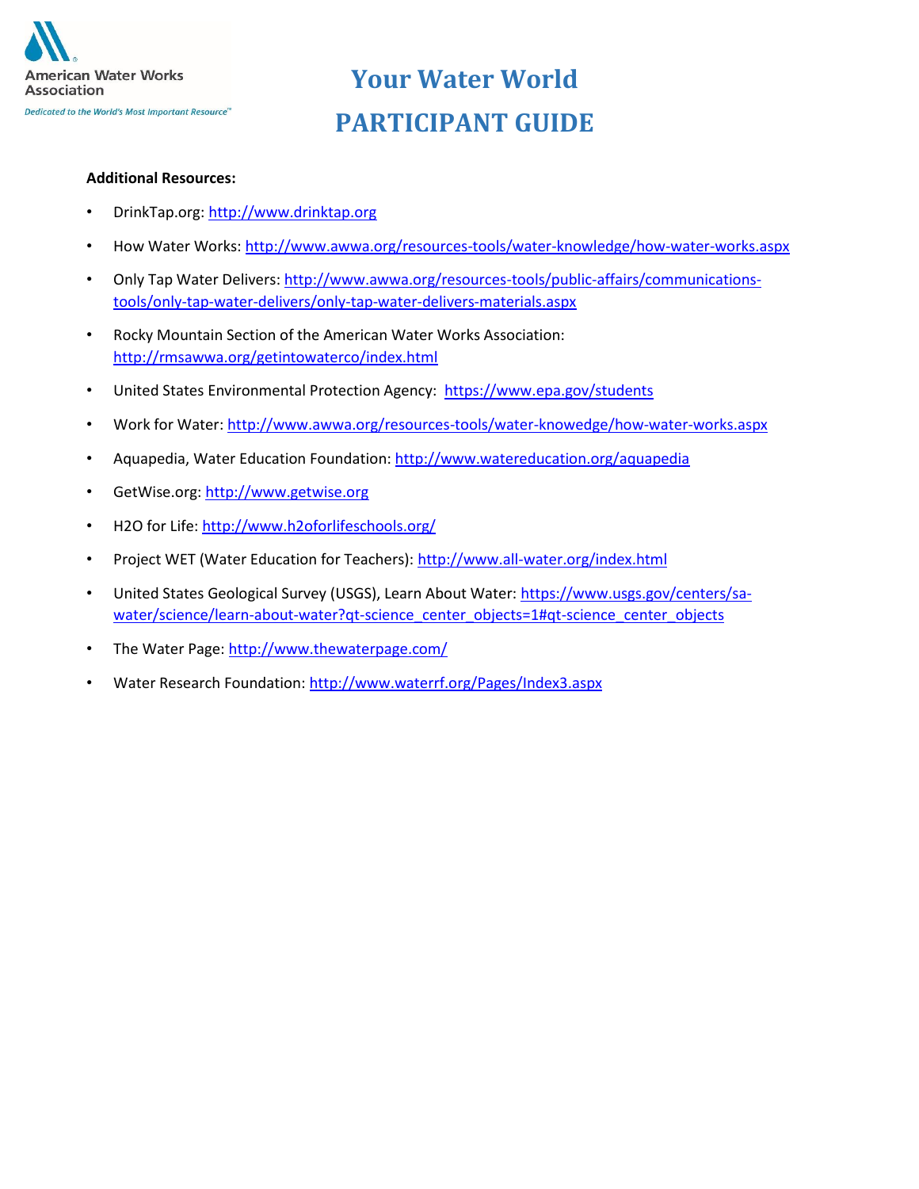# Your Water World

# PARTICIPANT GUIDE

**Additional Resources:**

- DrinkTap.org: http://www.drinktap.org
- How Water Works: http://www.awwa.org/resources-tools/water-knowledge/how-water-works.aspx
- Only Tap Water Delivers: http://www.awwa.org/resources-tools/public-affairs/communications-tools/only-tap-water-delivers/only-tap-water-delivers-materials.aspx
- Rocky Mountain Section of the American Water Works Association: http://rmsawwa.org/getintowaterco/index.html
- United States Environmental Protection Agency: https://www.epa.gov/students
- Work for Water: http://www.awwa.org/resources-tools/water-knowedge/how-water-works.aspx
- Aquapedia, Water Education Foundation: http://www.watereducation.org/aquapedia
- GetWise.org: http://www.getwise.org
- H2O for Life: http://www.h2oforlifeschools.org/
- Project WET (Water Education for Teachers): http://www.all-water.org/index.html
- United States Geological Survey (USGS), Learn About Water: https://www.usgs.gov/centers/sa-water/science/learn-about-water?qt-science_center_objects=1#qt-science_center_objects
- The Water Page: http://www.thewaterpage.com/
- Water Research Foundation: http://www.waterrf.org/Pages/Index3.aspx